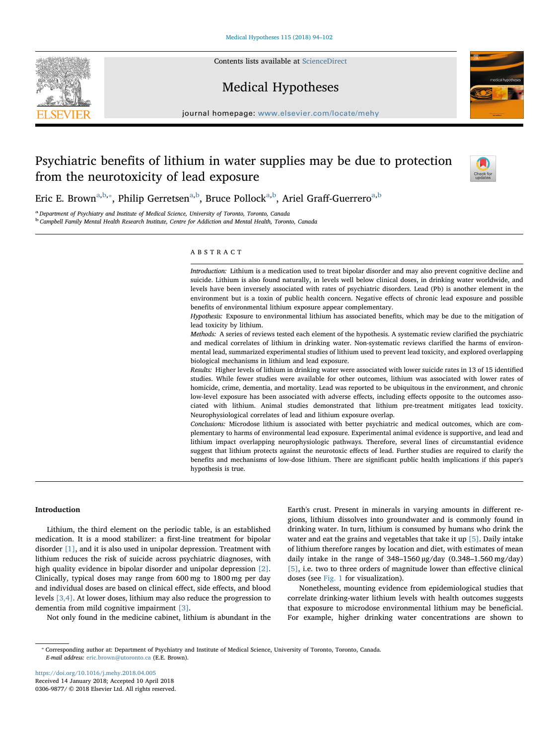# Psychiatric benefits of lithium in water supplies may be due to protection from the neurotoxicity of lead exposure

Eric E. Brown[a,b,*], Philip Gerretsen[a,b], Bruce Pollock[a,b], Ariel Graff-Guerrero[a,b]

[a] Department of Psychiatry and Institute of Medical Science, University of Toronto, Toronto, Canada
[b] Campbell Family Mental Health Research Institute, Centre for Addiction and Mental Health, Toronto, Canada

## ABSTRACT

*Introduction:* Lithium is a medication used to treat bipolar disorder and may also prevent cognitive decline and suicide. Lithium is also found naturally, in levels well below clinical doses, in drinking water worldwide, and levels have been inversely associated with rates of psychiatric disorders. Lead (Pb) is another element in the environment but is a toxin of public health concern. Negative effects of chronic lead exposure and possible benefits of environmental lithium exposure appear complementary.

*Hypothesis:* Exposure to environmental lithium has associated benefits, which may be due to the mitigation of lead toxicity by lithium.

*Methods:* A series of reviews tested each element of the hypothesis. A systematic review clarified the psychiatric and medical correlates of lithium in drinking water. Non-systematic reviews clarified the harms of environmental lead, summarized experimental studies of lithium used to prevent lead toxicity, and explored overlapping biological mechanisms in lithium and lead exposure.

*Results:* Higher levels of lithium in drinking water were associated with lower suicide rates in 13 of 15 identified studies. While fewer studies were available for other outcomes, lithium was associated with lower rates of homicide, crime, dementia, and mortality. Lead was reported to be ubiquitous in the environment, and chronic low-level exposure has been associated with adverse effects, including effects opposite to the outcomes associated with lithium. Animal studies demonstrated that lithium pre-treatment mitigates lead toxicity. Neurophysiological correlates of lead and lithium exposure overlap.

*Conclusions:* Microdose lithium is associated with better psychiatric and medical outcomes, which are complementary to harms of environmental lead exposure. Experimental animal evidence is supportive, and lead and lithium impact overlapping neurophysiologic pathways. Therefore, several lines of circumstantial evidence suggest that lithium protects against the neurotoxic effects of lead. Further studies are required to clarify the benefits and mechanisms of low-dose lithium. There are significant public health implications if this paper's hypothesis is true.

## Introduction

Lithium, the third element on the periodic table, is an established medication. It is a mood stabilizer: a first-line treatment for bipolar disorder [1], and it is also used in unipolar depression. Treatment with lithium reduces the risk of suicide across psychiatric diagnoses, with high quality evidence in bipolar disorder and unipolar depression [2]. Clinically, typical doses may range from 600 mg to 1800 mg per day and individual doses are based on clinical effect, side effects, and blood levels [3,4]. At lower doses, lithium may also reduce the progression to dementia from mild cognitive impairment [3].

Not only found in the medicine cabinet, lithium is abundant in the Earth's crust. Present in minerals in varying amounts in different regions, lithium dissolves into groundwater and is commonly found in drinking water. In turn, lithium is consumed by humans who drink the water and eat the grains and vegetables that take it up [5]. Daily intake of lithium therefore ranges by location and diet, with estimates of mean daily intake in the range of 348–1560 μg/day (0.348–1.560 mg/day) [5], i.e. two to three orders of magnitude lower than effective clinical doses (see Fig. 1 for visualization).

Nonetheless, mounting evidence from epidemiological studies that correlate drinking-water lithium levels with health outcomes suggests that exposure to microdose environmental lithium may be beneficial. For example, higher drinking water concentrations are shown to

* Corresponding author at: Department of Psychiatry and Institute of Medical Science, University of Toronto, Toronto, Canada.
*E-mail address:* eric.brown@utoronto.ca (E.E. Brown).

https://doi.org/10.1016/j.mehy.2018.04.005
Received 14 January 2018; Accepted 10 April 2018
0306-9877/ © 2018 Elsevier Ltd. All rights reserved.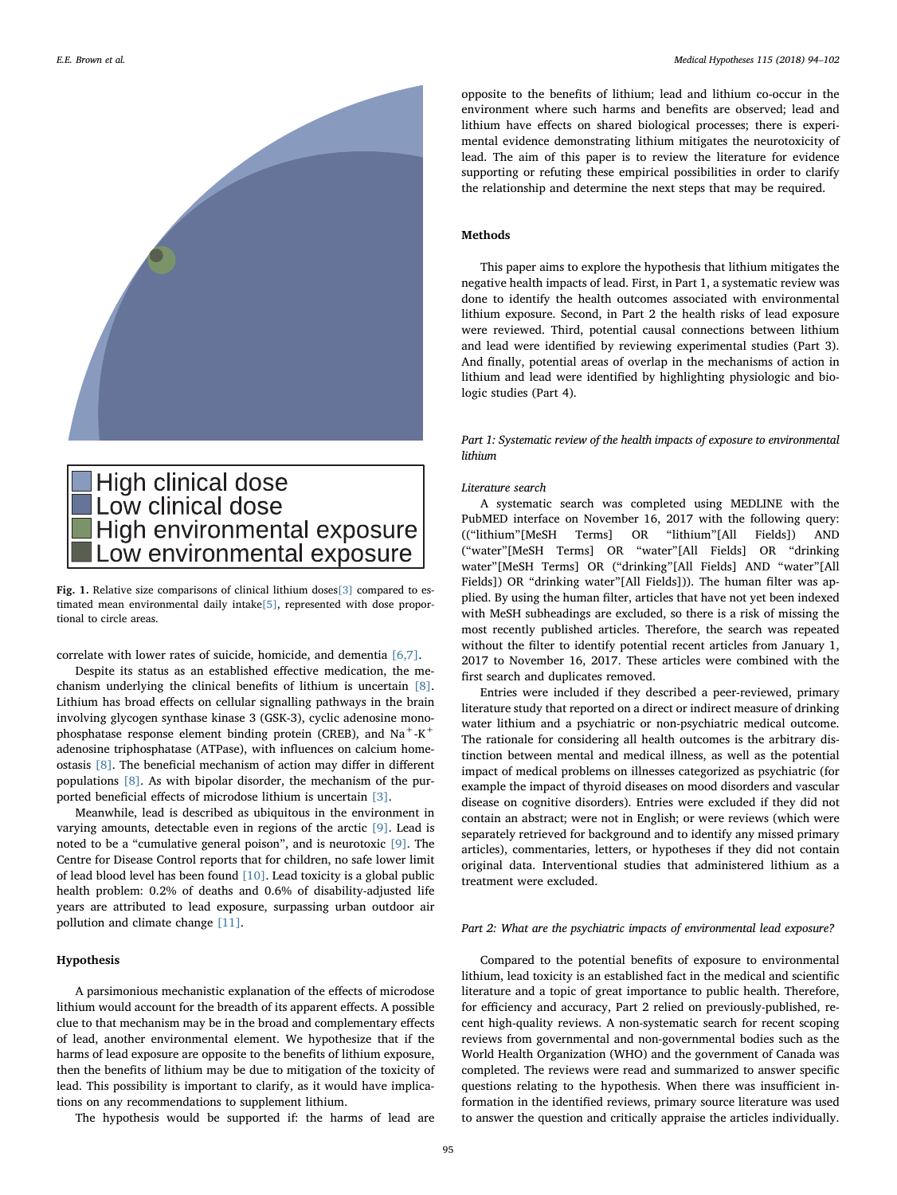High clinical dose
Low clinical dose
High environmental exposure
Low environmental exposure

**Fig. 1.** Relative size comparisons of clinical lithium doses[3] compared to estimated mean environmental daily intake[5], represented with dose proportional to circle areas.

correlate with lower rates of suicide, homicide, and dementia [6,7].

Despite its status as an established effective medication, the mechanism underlying the clinical benefits of lithium is uncertain [8]. Lithium has broad effects on cellular signalling pathways in the brain involving glycogen synthase kinase 3 (GSK-3), cyclic adenosine monophosphatase response element binding protein (CREB), and $Na^{+}$-$K^{+}$ adenosine triphosphatase (ATPase), with influences on calcium homeostasis [8]. The beneficial mechanism of action may differ in different populations [8]. As with bipolar disorder, the mechanism of the purported beneficial effects of microdose lithium is uncertain [3].

Meanwhile, lead is described as ubiquitous in the environment in varying amounts, detectable even in regions of the arctic [9]. Lead is noted to be a "cumulative general poison", and is neurotoxic [9]. The Centre for Disease Control reports that for children, no safe lower limit of lead blood level has been found [10]. Lead toxicity is a global public health problem: 0.2% of deaths and 0.6% of disability-adjusted life years are attributed to lead exposure, surpassing urban outdoor air pollution and climate change [11].

## Hypothesis

A parsimonious mechanistic explanation of the effects of microdose lithium would account for the breadth of its apparent effects. A possible clue to that mechanism may be in the broad and complementary effects of lead, another environmental element. We hypothesize that if the harms of lead exposure are opposite to the benefits of lithium exposure, then the benefits of lithium may be due to mitigation of the toxicity of lead. This possibility is important to clarify, as it would have implications on any recommendations to supplement lithium.

The hypothesis would be supported if: the harms of lead are opposite to the benefits of lithium; lead and lithium co-occur in the environment where such harms and benefits are observed; lead and lithium have effects on shared biological processes; there is experimental evidence demonstrating lithium mitigates the neurotoxicity of lead. The aim of this paper is to review the literature for evidence supporting or refuting these empirical possibilities in order to clarify the relationship and determine the next steps that may be required.

## Methods

This paper aims to explore the hypothesis that lithium mitigates the negative health impacts of lead. First, in Part 1, a systematic review was done to identify the health outcomes associated with environmental lithium exposure. Second, in Part 2 the health risks of lead exposure were reviewed. Third, potential causal connections between lithium and lead were identified by reviewing experimental studies (Part 3). And finally, potential areas of overlap in the mechanisms of action in lithium and lead were identified by highlighting physiologic and biologic studies (Part 4).

### *Part 1: Systematic review of the health impacts of exposure to environmental lithium*

#### *Literature search*

A systematic search was completed using MEDLINE with the PubMED interface on November 16, 2017 with the following query: (("lithium"[MeSH Terms] OR "lithium"[All Fields]) AND ("water"[MeSH Terms] OR "water"[All Fields] OR "drinking water"[MeSH Terms] OR ("drinking"[All Fields] AND "water"[All Fields]) OR "drinking water"[All Fields])). The human filter was applied. By using the human filter, articles that have not yet been indexed with MeSH subheadings are excluded, so there is a risk of missing the most recently published articles. Therefore, the search was repeated without the filter to identify potential recent articles from January 1, 2017 to November 16, 2017. These articles were combined with the first search and duplicates removed.

Entries were included if they described a peer-reviewed, primary literature study that reported on a direct or indirect measure of drinking water lithium and a psychiatric or non-psychiatric medical outcome. The rationale for considering all health outcomes is the arbitrary distinction between mental and medical illness, as well as the potential impact of medical problems on illnesses categorized as psychiatric (for example the impact of thyroid diseases on mood disorders and vascular disease on cognitive disorders). Entries were excluded if they did not contain an abstract; were not in English; or were reviews (which were separately retrieved for background and to identify any missed primary articles), commentaries, letters, or hypotheses if they did not contain original data. Interventional studies that administered lithium as a treatment were excluded.

### *Part 2: What are the psychiatric impacts of environmental lead exposure?*

Compared to the potential benefits of exposure to environmental lithium, lead toxicity is an established fact in the medical and scientific literature and a topic of great importance to public health. Therefore, for efficiency and accuracy, Part 2 relied on previously-published, recent high-quality reviews. A non-systematic search for recent scoping reviews from governmental and non-governmental bodies such as the World Health Organization (WHO) and the government of Canada was completed. The reviews were read and summarized to answer specific questions relating to the hypothesis. When there was insufficient information in the identified reviews, primary source literature was used to answer the question and critically appraise the articles individually.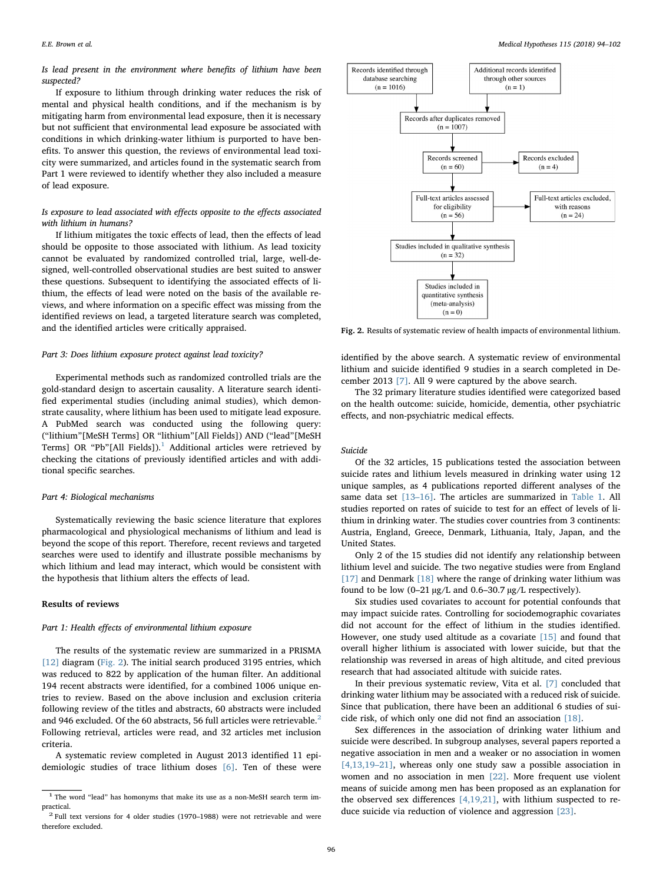*Is lead present in the environment where benefits of lithium have been suspected?*

If exposure to lithium through drinking water reduces the risk of mental and physical health conditions, and if the mechanism is by mitigating harm from environmental lead exposure, then it is necessary but not sufficient that environmental lead exposure be associated with conditions in which drinking-water lithium is purported to have benefits. To answer this question, the reviews of environmental lead toxicity were summarized, and articles found in the systematic search from Part 1 were reviewed to identify whether they also included a measure of lead exposure.

*Is exposure to lead associated with effects opposite to the effects associated with lithium in humans?*

If lithium mitigates the toxic effects of lead, then the effects of lead should be opposite to those associated with lithium. As lead toxicity cannot be evaluated by randomized controlled trial, large, well-designed, well-controlled observational studies are best suited to answer these questions. Subsequent to identifying the associated effects of lithium, the effects of lead were noted on the basis of the available reviews, and where information on a specific effect was missing from the identified reviews on lead, a targeted literature search was completed, and the identified articles were critically appraised.

### *Part 3: Does lithium exposure protect against lead toxicity?*

Experimental methods such as randomized controlled trials are the gold-standard design to ascertain causality. A literature search identified experimental studies (including animal studies), which demonstrate causality, where lithium has been used to mitigate lead exposure. A PubMed search was conducted using the following query: ("lithium"[MeSH Terms] OR "lithium"[All Fields]) AND ("lead"[MeSH Terms] OR "Pb"[All Fields]).[1] Additional articles were retrieved by checking the citations of previously identified articles and with additional specific searches.

### *Part 4: Biological mechanisms*

Systematically reviewing the basic science literature that explores pharmacological and physiological mechanisms of lithium and lead is beyond the scope of this report. Therefore, recent reviews and targeted searches were used to identify and illustrate possible mechanisms by which lithium and lead may interact, which would be consistent with the hypothesis that lithium alters the effects of lead.

## Results of reviews

### *Part 1: Health effects of environmental lithium exposure*

The results of the systematic review are summarized in a PRISMA [12] diagram (Fig. 2). The initial search produced 3195 entries, which was reduced to 822 by application of the human filter. An additional 194 recent abstracts were identified, for a combined 1006 unique entries to review. Based on the above inclusion and exclusion criteria following review of the titles and abstracts, 60 abstracts were included and 946 excluded. Of the 60 abstracts, 56 full articles were retrievable.[2] Following retrieval, articles were read, and 32 articles met inclusion criteria.

A systematic review completed in August 2013 identified 11 epidemiologic studies of trace lithium doses [6]. Ten of these were identified by the above search. A systematic review of environmental lithium and suicide identified 9 studies in a search completed in December 2013 [7]. All 9 were captured by the above search.

Records identified through database searching (n = 1016)
Additional records identified through other sources (n = 1)
Records after duplicates removed (n = 1007)
Records screened (n = 60)
Records excluded (n = 4)
Full-text articles assessed for eligibility (n = 56)
Full-text articles excluded, with reasons (n = 24)
Studies included in qualitative synthesis (n = 32)
Studies included in quantitative synthesis (meta-analysis) (n = 0)

**Fig. 2.** Results of systematic review of health impacts of environmental lithium.

The 32 primary literature studies identified were categorized based on the health outcome: suicide, homicide, dementia, other psychiatric effects, and non-psychiatric medical effects.

#### *Suicide*

Of the 32 articles, 15 publications tested the association between suicide rates and lithium levels measured in drinking water using 12 unique samples, as 4 publications reported different analyses of the same data set [13–16]. The articles are summarized in Table 1. All studies reported on rates of suicide to test for an effect of levels of lithium in drinking water. The studies cover countries from 3 continents: Austria, England, Greece, Denmark, Lithuania, Italy, Japan, and the United States.

Only 2 of the 15 studies did not identify any relationship between lithium level and suicide. The two negative studies were from England [17] and Denmark [18] where the range of drinking water lithium was found to be low (0–21 μg/L and 0.6–30.7 μg/L respectively).

Six studies used covariates to account for potential confounds that may impact suicide rates. Controlling for sociodemographic covariates did not account for the effect of lithium in the studies identified. However, one study used altitude as a covariate [15] and found that overall higher lithium is associated with lower suicide, but that the relationship was reversed in areas of high altitude, and cited previous research that had associated altitude with suicide rates.

In their previous systematic review, Vita et al. [7] concluded that drinking water lithium may be associated with a reduced risk of suicide. Since that publication, there have been an additional 6 studies of suicide risk, of which only one did not find an association [18].

Sex differences in the association of drinking water lithium and suicide were described. In subgroup analyses, several papers reported a negative association in men and a weaker or no association in women [4,13,19–21], whereas only one study saw a possible association in women and no association in men [22]. More frequent use violent means of suicide among men has been proposed as an explanation for the observed sex differences [4,19,21], with lithium suspected to reduce suicide via reduction of violence and aggression [23].

[1] The word "lead" has homonyms that make its use as a non-MeSH search term impractical.

[2] Full text versions for 4 older studies (1970–1988) were not retrievable and were therefore excluded.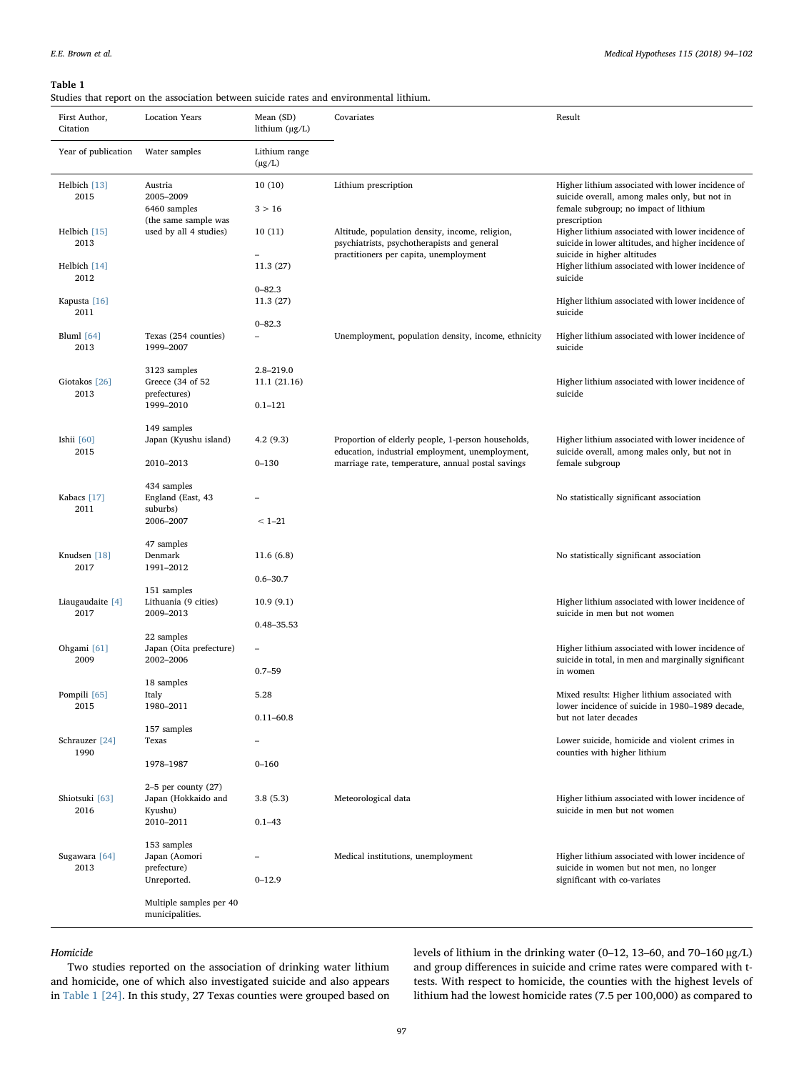**Table 1**
Studies that report on the association between suicide rates and environmental lithium.

| First Author, Citation<br>Year of publication | Location Years<br>Water samples | Mean (SD) lithium (μg/L)<br>Lithium range (μg/L) | Covariates | Result |
|---|---|---|---|---|
| Helbich [13] 2015 | Austria 2005–2009 6460 samples (the same sample was used by all 4 studies) | 10 (10)<br>3 > 16 | Lithium prescription | Higher lithium associated with lower incidence of suicide overall, among males only, but not in female subgroup; no impact of lithium prescription |
| Helbich [15] 2013 | | 10 (11)<br>– | Altitude, population density, income, religion, psychiatrists, psychotherapists and general practitioners per capita, unemployment | Higher lithium associated with lower incidence of suicide in lower altitudes, and higher incidence of suicide in higher altitudes |
| Helbich [14] 2012 | | 11.3 (27)<br>0–82.3 | | Higher lithium associated with lower incidence of suicide |
| Kapusta [16] 2011 | | 11.3 (27)<br>0–82.3 | | Higher lithium associated with lower incidence of suicide |
| Bluml [64] 2013 | Texas (254 counties) 1999–2007<br>3123 samples | –<br>2.8–219.0 | Unemployment, population density, income, ethnicity | Higher lithium associated with lower incidence of suicide |
| Giotakos [26] 2013 | Greece (34 of 52 prefectures) 1999–2010<br>149 samples | 11.1 (21.16)<br>0.1–121 | | Higher lithium associated with lower incidence of suicide |
| Ishii [60] 2015 | Japan (Kyushu island) 2010–2013<br>434 samples | 4.2 (9.3)<br>0–130 | Proportion of elderly people, 1-person households, education, industrial employment, unemployment, marriage rate, temperature, annual postal savings | Higher lithium associated with lower incidence of suicide overall, among males only, but not in female subgroup |
| Kabacs [17] 2011 | England (East, 43 suburbs) 2006–2007<br>47 samples | –<br>< 1–21 | | No statistically significant association |
| Knudsen [18] 2017 | Denmark 1991–2012<br>151 samples | 11.6 (6.8)<br>0.6–30.7 | | No statistically significant association |
| Liaugaudaite [4] 2017 | Lithuania (9 cities) 2009–2013<br>22 samples | 10.9 (9.1)<br>0.48–35.53 | | Higher lithium associated with lower incidence of suicide in men but not women |
| Ohgami [61] 2009 | Japan (Oita prefecture) 2002–2006<br>18 samples | –<br>0.7–59 | | Higher lithium associated with lower incidence of suicide in total, in men and marginally significant in women |
| Pompili [65] 2015 | Italy 1980–2011<br>157 samples | 5.28<br>0.11–60.8 | | Mixed results: Higher lithium associated with lower incidence of suicide in 1980–1989 decade, but not later decades |
| Schrauzer [24] 1990 | Texas 1978–1987<br>2–5 per county (27) | –<br>0–160 | | Lower suicide, homicide and violent crimes in counties with higher lithium |
| Shiotsuki [63] 2016 | Japan (Hokkaido and Kyushu) 2010–2011<br>153 samples | 3.8 (5.3)<br>0.1–43 | Meteorological data | Higher lithium associated with lower incidence of suicide in men but not women |
| Sugawara [64] 2013 | Japan (Aomori prefecture) Unreported.<br>Multiple samples per 40 municipalities. | –<br>0–12.9 | Medical institutions, unemployment | Higher lithium associated with lower incidence of suicide in women but not men, no longer significant with co-variates |

*Homicide*

Two studies reported on the association of drinking water lithium and homicide, one of which also investigated suicide and also appears in Table 1 [24]. In this study, 27 Texas counties were grouped based on levels of lithium in the drinking water (0–12, 13–60, and 70–160 μg/L) and group differences in suicide and crime rates were compared with t-tests. With respect to homicide, the counties with the highest levels of lithium had the lowest homicide rates (7.5 per 100,000) as compared to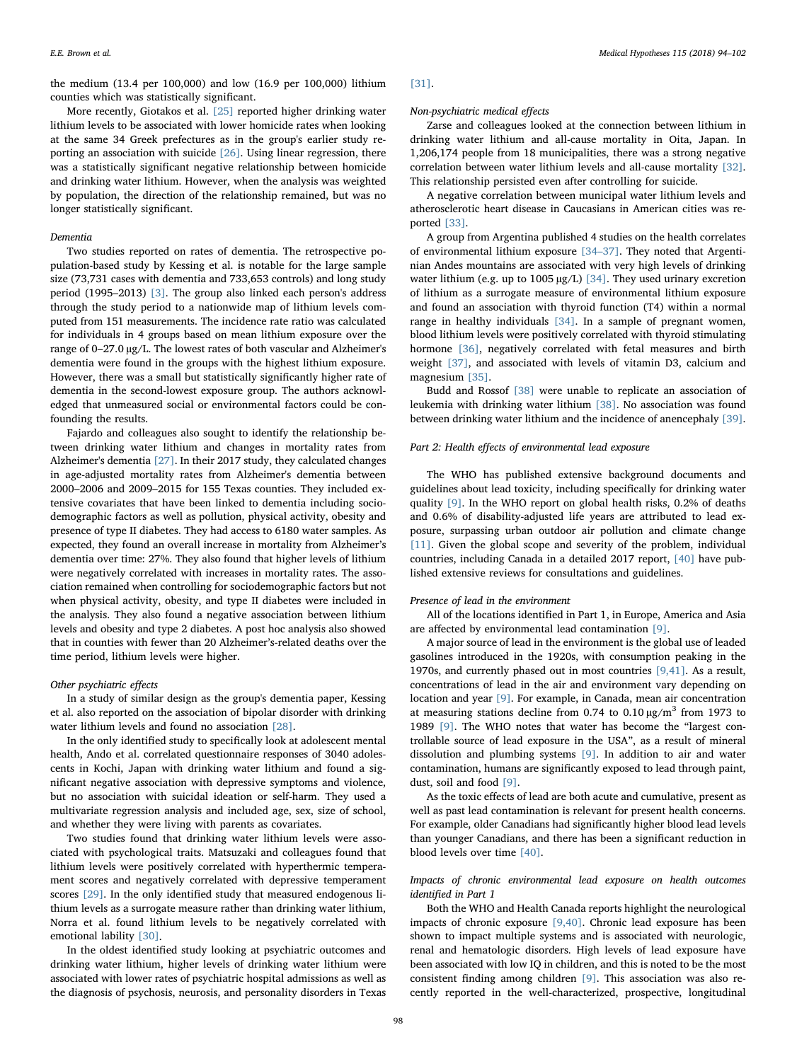the medium (13.4 per 100,000) and low (16.9 per 100,000) lithium counties which was statistically significant.

More recently, Giotakos et al. [25] reported higher drinking water lithium levels to be associated with lower homicide rates when looking at the same 34 Greek prefectures as in the group's earlier study reporting an association with suicide [26]. Using linear regression, there was a statistically significant negative relationship between homicide and drinking water lithium. However, when the analysis was weighted by population, the direction of the relationship remained, but was no longer statistically significant.

*Dementia*

Two studies reported on rates of dementia. The retrospective population-based study by Kessing et al. is notable for the large sample size (73,731 cases with dementia and 733,653 controls) and long study period (1995–2013) [3]. The group also linked each person's address through the study period to a nationwide map of lithium levels computed from 151 measurements. The incidence rate ratio was calculated for individuals in 4 groups based on mean lithium exposure over the range of 0–27.0 μg/L. The lowest rates of both vascular and Alzheimer's dementia were found in the groups with the highest lithium exposure. However, there was a small but statistically significantly higher rate of dementia in the second-lowest exposure group. The authors acknowledged that unmeasured social or environmental factors could be confounding the results.

Fajardo and colleagues also sought to identify the relationship between drinking water lithium and changes in mortality rates from Alzheimer's dementia [27]. In their 2017 study, they calculated changes in age-adjusted mortality rates from Alzheimer's dementia between 2000–2006 and 2009–2015 for 155 Texas counties. They included extensive covariates that have been linked to dementia including sociodemographic factors as well as pollution, physical activity, obesity and presence of type II diabetes. They had access to 6180 water samples. As expected, they found an overall increase in mortality from Alzheimer's dementia over time: 27%. They also found that higher levels of lithium were negatively correlated with increases in mortality rates. The association remained when controlling for sociodemographic factors but not when physical activity, obesity, and type II diabetes were included in the analysis. They also found a negative association between lithium levels and obesity and type 2 diabetes. A post hoc analysis also showed that in counties with fewer than 20 Alzheimer's-related deaths over the time period, lithium levels were higher.

*Other psychiatric effects*

In a study of similar design as the group's dementia paper, Kessing et al. also reported on the association of bipolar disorder with drinking water lithium levels and found no association [28].

In the only identified study to specifically look at adolescent mental health, Ando et al. correlated questionnaire responses of 3040 adolescents in Kochi, Japan with drinking water lithium and found a significant negative association with depressive symptoms and violence, but no association with suicidal ideation or self-harm. They used a multivariate regression analysis and included age, sex, size of school, and whether they were living with parents as covariates.

Two studies found that drinking water lithium levels were associated with psychological traits. Matsuzaki and colleagues found that lithium levels were positively correlated with hyperthermic temperament scores and negatively correlated with depressive temperament scores [29]. In the only identified study that measured endogenous lithium levels as a surrogate measure rather than drinking water lithium, Norra et al. found lithium levels to be negatively correlated with emotional lability [30].

In the oldest identified study looking at psychiatric outcomes and drinking water lithium, higher levels of drinking water lithium were associated with lower rates of psychiatric hospital admissions as well as the diagnosis of psychosis, neurosis, and personality disorders in Texas [31].

*Non-psychiatric medical effects*

Zarse and colleagues looked at the connection between lithium in drinking water lithium and all-cause mortality in Oita, Japan. In 1,206,174 people from 18 municipalities, there was a strong negative correlation between water lithium levels and all-cause mortality [32]. This relationship persisted even after controlling for suicide.

A negative correlation between municipal water lithium levels and atherosclerotic heart disease in Caucasians in American cities was reported [33].

A group from Argentina published 4 studies on the health correlates of environmental lithium exposure [34–37]. They noted that Argentinian Andes mountains are associated with very high levels of drinking water lithium (e.g. up to 1005 μg/L) [34]. They used urinary excretion of lithium as a surrogate measure of environmental lithium exposure and found an association with thyroid function (T4) within a normal range in healthy individuals [34]. In a sample of pregnant women, blood lithium levels were positively correlated with thyroid stimulating hormone [36], negatively correlated with fetal measures and birth weight [37], and associated with levels of vitamin D3, calcium and magnesium [35].

Budd and Rossof [38] were unable to replicate an association of leukemia with drinking water lithium [38]. No association was found between drinking water lithium and the incidence of anencephaly [39].

*Part 2: Health effects of environmental lead exposure*

The WHO has published extensive background documents and guidelines about lead toxicity, including specifically for drinking water quality [9]. In the WHO report on global health risks, 0.2% of deaths and 0.6% of disability-adjusted life years are attributed to lead exposure, surpassing urban outdoor air pollution and climate change [11]. Given the global scope and severity of the problem, individual countries, including Canada in a detailed 2017 report, [40] have published extensive reviews for consultations and guidelines.

*Presence of lead in the environment*

All of the locations identified in Part 1, in Europe, America and Asia are affected by environmental lead contamination [9].

A major source of lead in the environment is the global use of leaded gasolines introduced in the 1920s, with consumption peaking in the 1970s, and currently phased out in most countries [9,41]. As a result, concentrations of lead in the air and environment vary depending on location and year [9]. For example, in Canada, mean air concentration at measuring stations decline from 0.74 to 0.10 μg/$m^3$ from 1973 to 1989 [9]. The WHO notes that water has become the "largest controllable source of lead exposure in the USA", as a result of mineral dissolution and plumbing systems [9]. In addition to air and water contamination, humans are significantly exposed to lead through paint, dust, soil and food [9].

As the toxic effects of lead are both acute and cumulative, present as well as past lead contamination is relevant for present health concerns. For example, older Canadians had significantly higher blood lead levels than younger Canadians, and there has been a significant reduction in blood levels over time [40].

*Impacts of chronic environmental lead exposure on health outcomes identified in Part 1*

Both the WHO and Health Canada reports highlight the neurological impacts of chronic exposure [9,40]. Chronic lead exposure has been shown to impact multiple systems and is associated with neurologic, renal and hematologic disorders. High levels of lead exposure have been associated with low IQ in children, and this is noted to be the most consistent finding among children [9]. This association was also recently reported in the well-characterized, prospective, longitudinal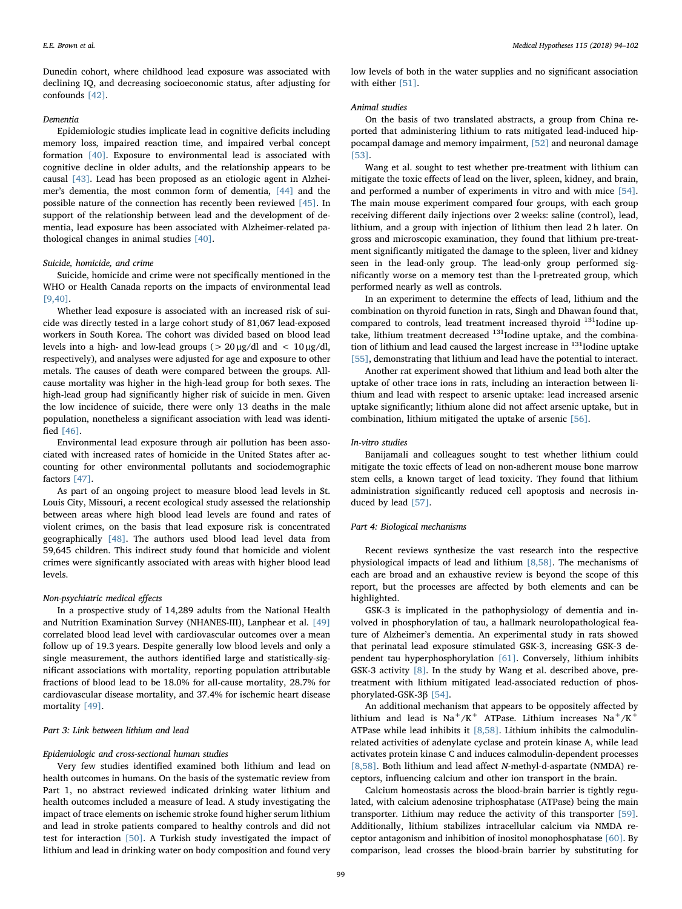Dunedin cohort, where childhood lead exposure was associated with declining IQ, and decreasing socioeconomic status, after adjusting for confounds [42].

*Dementia*

Epidemiologic studies implicate lead in cognitive deficits including memory loss, impaired reaction time, and impaired verbal concept formation [40]. Exposure to environmental lead is associated with cognitive decline in older adults, and the relationship appears to be causal [43]. Lead has been proposed as an etiologic agent in Alzheimer's dementia, the most common form of dementia, [44] and the possible nature of the connection has recently been reviewed [45]. In support of the relationship between lead and the development of dementia, lead exposure has been associated with Alzheimer-related pathological changes in animal studies [40].

*Suicide, homicide, and crime*

Suicide, homicide and crime were not specifically mentioned in the WHO or Health Canada reports on the impacts of environmental lead [9,40].

Whether lead exposure is associated with an increased risk of suicide was directly tested in a large cohort study of 81,067 lead-exposed workers in South Korea. The cohort was divided based on blood lead levels into a high- and low-lead groups (> 20 µg/dl and < 10 µg/dl, respectively), and analyses were adjusted for age and exposure to other metals. The causes of death were compared between the groups. All-cause mortality was higher in the high-lead group for both sexes. The high-lead group had significantly higher risk of suicide in men. Given the low incidence of suicide, there were only 13 deaths in the male population, nonetheless a significant association with lead was identified [46].

Environmental lead exposure through air pollution has been associated with increased rates of homicide in the United States after accounting for other environmental pollutants and sociodemographic factors [47].

As part of an ongoing project to measure blood lead levels in St. Louis City, Missouri, a recent ecological study assessed the relationship between areas where high blood lead levels are found and rates of violent crimes, on the basis that lead exposure risk is concentrated geographically [48]. The authors used blood lead level data from 59,645 children. This indirect study found that homicide and violent crimes were significantly associated with areas with higher blood lead levels.

*Non-psychiatric medical effects*

In a prospective study of 14,289 adults from the National Health and Nutrition Examination Survey (NHANES-III), Lanphear et al. [49] correlated blood lead level with cardiovascular outcomes over a mean follow up of 19.3 years. Despite generally low blood levels and only a single measurement, the authors identified large and statistically-significant associations with mortality, reporting population attributable fractions of blood lead to be 18.0% for all-cause mortality, 28.7% for cardiovascular disease mortality, and 37.4% for ischemic heart disease mortality [49].

## *Part 3: Link between lithium and lead*

*Epidemiologic and cross-sectional human studies*

Very few studies identified examined both lithium and lead on health outcomes in humans. On the basis of the systematic review from Part 1, no abstract reviewed indicated drinking water lithium and health outcomes included a measure of lead. A study investigating the impact of trace elements on ischemic stroke found higher serum lithium and lead in stroke patients compared to healthy controls and did not test for interaction [50]. A Turkish study investigated the impact of lithium and lead in drinking water on body composition and found very low levels of both in the water supplies and no significant association with either [51].

*Animal studies*

On the basis of two translated abstracts, a group from China reported that administering lithium to rats mitigated lead-induced hippocampal damage and memory impairment, [52] and neuronal damage [53].

Wang et al. sought to test whether pre-treatment with lithium can mitigate the toxic effects of lead on the liver, spleen, kidney, and brain, and performed a number of experiments in vitro and with mice [54]. The main mouse experiment compared four groups, with each group receiving different daily injections over 2 weeks: saline (control), lead, lithium, and a group with injection of lithium then lead 2 h later. On gross and microscopic examination, they found that lithium pre-treatment significantly mitigated the damage to the spleen, liver and kidney seen in the lead-only group. The lead-only group performed significantly worse on a memory test than the l-pretreated group, which performed nearly as well as controls.

In an experiment to determine the effects of lead, lithium and the combination on thyroid function in rats, Singh and Dhawan found that, compared to controls, lead treatment increased thyroid $^{131}$Iodine uptake, lithium treatment decreased $^{131}$Iodine uptake, and the combination of lithium and lead caused the largest increase in $^{131}$Iodine uptake [55], demonstrating that lithium and lead have the potential to interact.

Another rat experiment showed that lithium and lead both alter the uptake of other trace ions in rats, including an interaction between lithium and lead with respect to arsenic uptake: lead increased arsenic uptake significantly; lithium alone did not affect arsenic uptake, but in combination, lithium mitigated the uptake of arsenic [56].

*In-vitro studies*

Banijamali and colleagues sought to test whether lithium could mitigate the toxic effects of lead on non-adherent mouse bone marrow stem cells, a known target of lead toxicity. They found that lithium administration significantly reduced cell apoptosis and necrosis induced by lead [57].

## *Part 4: Biological mechanisms*

Recent reviews synthesize the vast research into the respective physiological impacts of lead and lithium [8,58]. The mechanisms of each are broad and an exhaustive review is beyond the scope of this report, but the processes are affected by both elements and can be highlighted.

GSK-3 is implicated in the pathophysiology of dementia and involved in phosphorylation of tau, a hallmark neurolopathological feature of Alzheimer's dementia. An experimental study in rats showed that perinatal lead exposure stimulated GSK-3, increasing GSK-3 dependent tau hyperphosphorylation [61]. Conversely, lithium inhibits GSK-3 activity [8]. In the study by Wang et al. described above, pretreatment with lithium mitigated lead-associated reduction of phosphorylated-GSK-3β [54].

An additional mechanism that appears to be oppositely affected by lithium and lead is $Na^+/K^+$ ATPase. Lithium increases $Na^+/K^+$ ATPase while lead inhibits it [8,58]. Lithium inhibits the calmodulin-related activities of adenylate cyclase and protein kinase A, while lead activates protein kinase C and induces calmodulin-dependent processes [8,58]. Both lithium and lead affect *N*-methyl-d-aspartate (NMDA) receptors, influencing calcium and other ion transport in the brain.

Calcium homeostasis across the blood-brain barrier is tightly regulated, with calcium adenosine triphosphatase (ATPase) being the main transporter. Lithium may reduce the activity of this transporter [59]. Additionally, lithium stabilizes intracellular calcium via NMDA receptor antagonism and inhibition of inositol monophosphatase [60]. By comparison, lead crosses the blood-brain barrier by substituting for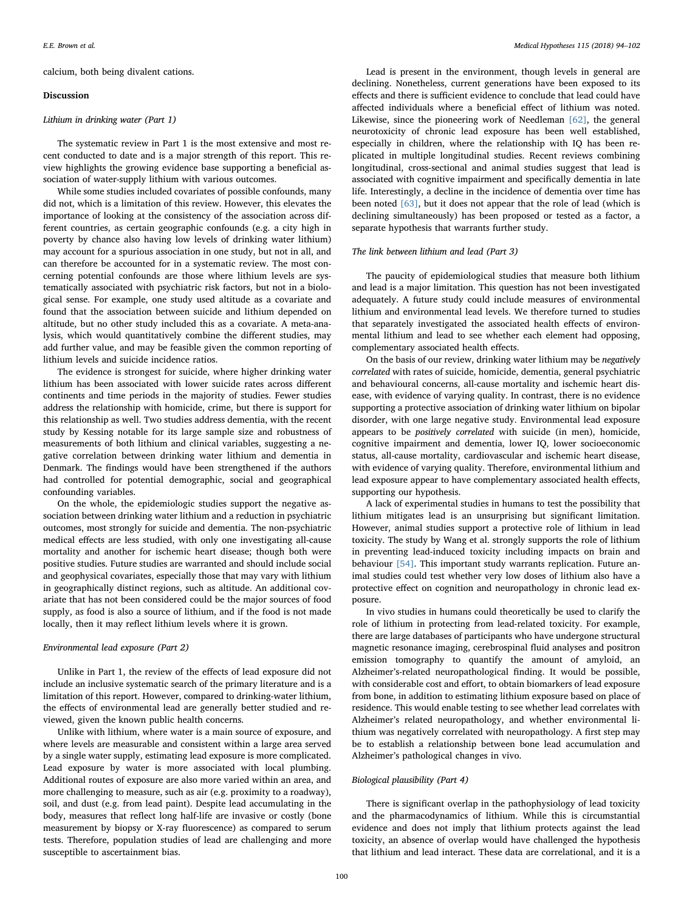calcium, both being divalent cations.

## Discussion

### *Lithium in drinking water (Part 1)*

The systematic review in Part 1 is the most extensive and most recent conducted to date and is a major strength of this report. This review highlights the growing evidence base supporting a beneficial association of water-supply lithium with various outcomes.

While some studies included covariates of possible confounds, many did not, which is a limitation of this review. However, this elevates the importance of looking at the consistency of the association across different countries, as certain geographic confounds (e.g. a city high in poverty by chance also having low levels of drinking water lithium) may account for a spurious association in one study, but not in all, and can therefore be accounted for in a systematic review. The most concerning potential confounds are those where lithium levels are systematically associated with psychiatric risk factors, but not in a biological sense. For example, one study used altitude as a covariate and found that the association between suicide and lithium depended on altitude, but no other study included this as a covariate. A meta-analysis, which would quantitatively combine the different studies, may add further value, and may be feasible given the common reporting of lithium levels and suicide incidence ratios.

The evidence is strongest for suicide, where higher drinking water lithium has been associated with lower suicide rates across different continents and time periods in the majority of studies. Fewer studies address the relationship with homicide, crime, but there is support for this relationship as well. Two studies address dementia, with the recent study by Kessing notable for its large sample size and robustness of measurements of both lithium and clinical variables, suggesting a negative correlation between drinking water lithium and dementia in Denmark. The findings would have been strengthened if the authors had controlled for potential demographic, social and geographical confounding variables.

On the whole, the epidemiologic studies support the negative association between drinking water lithium and a reduction in psychiatric outcomes, most strongly for suicide and dementia. The non-psychiatric medical effects are less studied, with only one investigating all-cause mortality and another for ischemic heart disease; though both were positive studies. Future studies are warranted and should include social and geophysical covariates, especially those that may vary with lithium in geographically distinct regions, such as altitude. An additional covariate that has not been considered could be the major sources of food supply, as food is also a source of lithium, and if the food is not made locally, then it may reflect lithium levels where it is grown.

### *Environmental lead exposure (Part 2)*

Unlike in Part 1, the review of the effects of lead exposure did not include an inclusive systematic search of the primary literature and is a limitation of this report. However, compared to drinking-water lithium, the effects of environmental lead are generally better studied and reviewed, given the known public health concerns.

Unlike with lithium, where water is a main source of exposure, and where levels are measurable and consistent within a large area served by a single water supply, estimating lead exposure is more complicated. Lead exposure by water is more associated with local plumbing. Additional routes of exposure are also more varied within an area, and more challenging to measure, such as air (e.g. proximity to a roadway), soil, and dust (e.g. from lead paint). Despite lead accumulating in the body, measures that reflect long half-life are invasive or costly (bone measurement by biopsy or X-ray fluorescence) as compared to serum tests. Therefore, population studies of lead are challenging and more susceptible to ascertainment bias.

Lead is present in the environment, though levels in general are declining. Nonetheless, current generations have been exposed to its effects and there is sufficient evidence to conclude that lead could have affected individuals where a beneficial effect of lithium was noted. Likewise, since the pioneering work of Needleman [62], the general neurotoxicity of chronic lead exposure has been well established, especially in children, where the relationship with IQ has been replicated in multiple longitudinal studies. Recent reviews combining longitudinal, cross-sectional and animal studies suggest that lead is associated with cognitive impairment and specifically dementia in late life. Interestingly, a decline in the incidence of dementia over time has been noted [63], but it does not appear that the role of lead (which is declining simultaneously) has been proposed or tested as a factor, a separate hypothesis that warrants further study.

### *The link between lithium and lead (Part 3)*

The paucity of epidemiological studies that measure both lithium and lead is a major limitation. This question has not been investigated adequately. A future study could include measures of environmental lithium and environmental lead levels. We therefore turned to studies that separately investigated the associated health effects of environmental lithium and lead to see whether each element had opposing, complementary associated health effects.

On the basis of our review, drinking water lithium may be *negatively correlated* with rates of suicide, homicide, dementia, general psychiatric and behavioural concerns, all-cause mortality and ischemic heart disease, with evidence of varying quality. In contrast, there is no evidence supporting a protective association of drinking water lithium on bipolar disorder, with one large negative study. Environmental lead exposure appears to be *positively correlated* with suicide (in men), homicide, cognitive impairment and dementia, lower IQ, lower socioeconomic status, all-cause mortality, cardiovascular and ischemic heart disease, with evidence of varying quality. Therefore, environmental lithium and lead exposure appear to have complementary associated health effects, supporting our hypothesis.

A lack of experimental studies in humans to test the possibility that lithium mitigates lead is an unsurprising but significant limitation. However, animal studies support a protective role of lithium in lead toxicity. The study by Wang et al. strongly supports the role of lithium in preventing lead-induced toxicity including impacts on brain and behaviour [54]. This important study warrants replication. Future animal studies could test whether very low doses of lithium also have a protective effect on cognition and neuropathology in chronic lead exposure.

In vivo studies in humans could theoretically be used to clarify the role of lithium in protecting from lead-related toxicity. For example, there are large databases of participants who have undergone structural magnetic resonance imaging, cerebrospinal fluid analyses and positron emission tomography to quantify the amount of amyloid, an Alzheimer's-related neuropathological finding. It would be possible, with considerable cost and effort, to obtain biomarkers of lead exposure from bone, in addition to estimating lithium exposure based on place of residence. This would enable testing to see whether lead correlates with Alzheimer's related neuropathology, and whether environmental lithium was negatively correlated with neuropathology. A first step may be to establish a relationship between bone lead accumulation and Alzheimer's pathological changes in vivo.

### *Biological plausibility (Part 4)*

There is significant overlap in the pathophysiology of lead toxicity and the pharmacodynamics of lithium. While this is circumstantial evidence and does not imply that lithium protects against the lead toxicity, an absence of overlap would have challenged the hypothesis that lithium and lead interact. These data are correlational, and it is a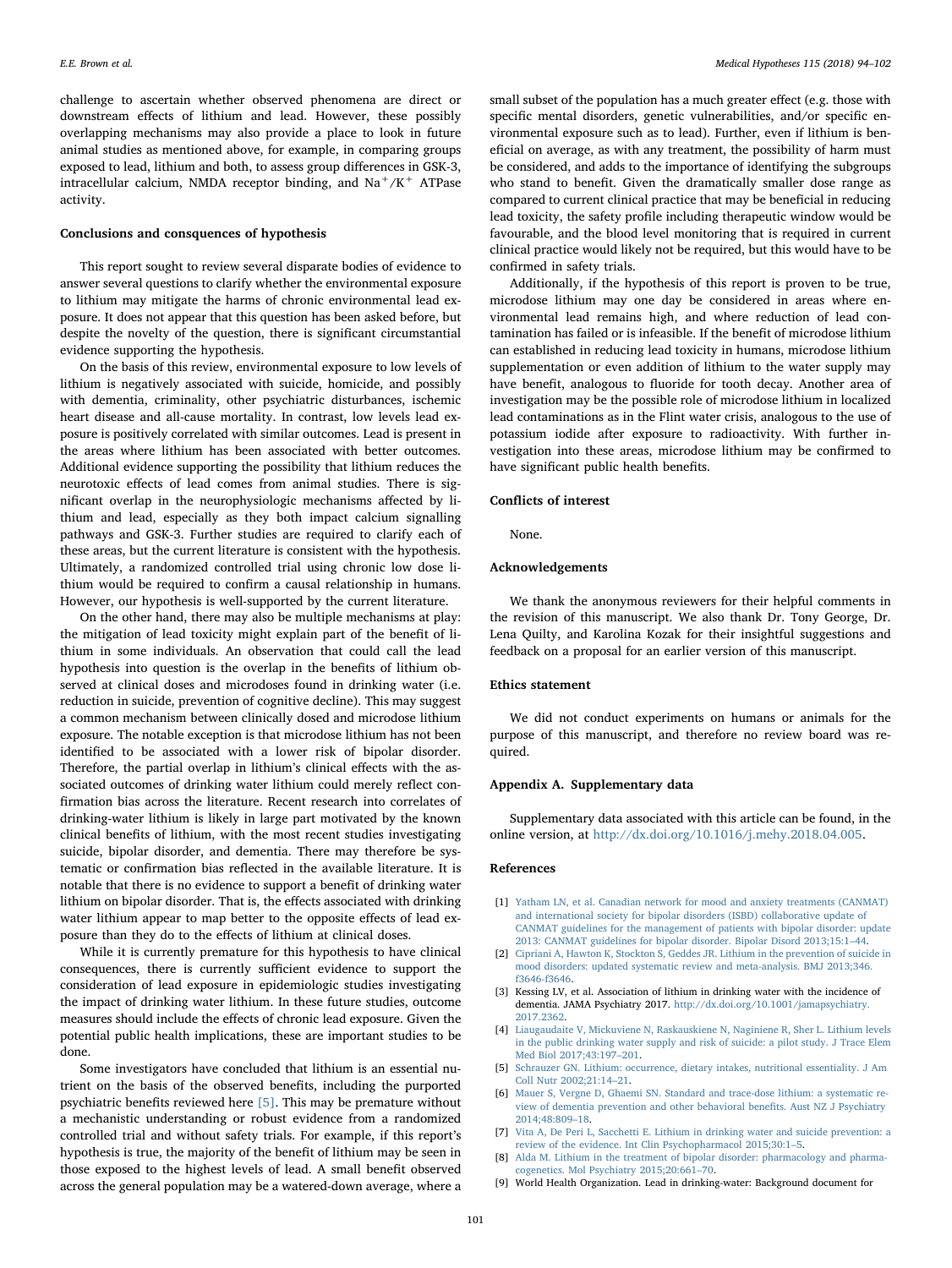challenge to ascertain whether observed phenomena are direct or downstream effects of lithium and lead. However, these possibly overlapping mechanisms may also provide a place to look in future animal studies as mentioned above, for example, in comparing groups exposed to lead, lithium and both, to assess group differences in GSK-3, intracellular calcium, NMDA receptor binding, and $Na^{+}/K^{+}$ ATPase activity.

## Conclusions and consquences of hypothesis

This report sought to review several disparate bodies of evidence to answer several questions to clarify whether the environmental exposure to lithium may mitigate the harms of chronic environmental lead exposure. It does not appear that this question has been asked before, but despite the novelty of the question, there is significant circumstantial evidence supporting the hypothesis.

On the basis of this review, environmental exposure to low levels of lithium is negatively associated with suicide, homicide, and possibly with dementia, criminality, other psychiatric disturbances, ischemic heart disease and all-cause mortality. In contrast, low levels lead exposure is positively correlated with similar outcomes. Lead is present in the areas where lithium has been associated with better outcomes. Additional evidence supporting the possibility that lithium reduces the neurotoxic effects of lead comes from animal studies. There is significant overlap in the neurophysiologic mechanisms affected by lithium and lead, especially as they both impact calcium signalling pathways and GSK-3. Further studies are required to clarify each of these areas, but the current literature is consistent with the hypothesis. Ultimately, a randomized controlled trial using chronic low dose lithium would be required to confirm a causal relationship in humans. However, our hypothesis is well-supported by the current literature.

On the other hand, there may also be multiple mechanisms at play: the mitigation of lead toxicity might explain part of the benefit of lithium in some individuals. An observation that could call the lead hypothesis into question is the overlap in the benefits of lithium observed at clinical doses and microdoses found in drinking water (i.e. reduction in suicide, prevention of cognitive decline). This may suggest a common mechanism between clinically dosed and microdose lithium exposure. The notable exception is that microdose lithium has not been identified to be associated with a lower risk of bipolar disorder. Therefore, the partial overlap in lithium's clinical effects with the associated outcomes of drinking water lithium could merely reflect confirmation bias across the literature. Recent research into correlates of drinking-water lithium is likely in large part motivated by the known clinical benefits of lithium, with the most recent studies investigating suicide, bipolar disorder, and dementia. There may therefore be systematic or confirmation bias reflected in the available literature. It is notable that there is no evidence to support a benefit of drinking water lithium on bipolar disorder. That is, the effects associated with drinking water lithium appear to map better to the opposite effects of lead exposure than they do to the effects of lithium at clinical doses.

While it is currently premature for this hypothesis to have clinical consequences, there is currently sufficient evidence to support the consideration of lead exposure in epidemiologic studies investigating the impact of drinking water lithium. In these future studies, outcome measures should include the effects of chronic lead exposure. Given the potential public health implications, these are important studies to be done.

Some investigators have concluded that lithium is an essential nutrient on the basis of the observed benefits, including the purported psychiatric benefits reviewed here [5]. This may be premature without a mechanistic understanding or robust evidence from a randomized controlled trial and without safety trials. For example, if this report's hypothesis is true, the majority of the benefit of lithium may be seen in those exposed to the highest levels of lead. A small benefit observed across the general population may be a watered-down average, where a small subset of the population has a much greater effect (e.g. those with specific mental disorders, genetic vulnerabilities, and/or specific environmental exposure such as to lead). Further, even if lithium is beneficial on average, as with any treatment, the possibility of harm must be considered, and adds to the importance of identifying the subgroups who stand to benefit. Given the dramatically smaller dose range as compared to current clinical practice that may be beneficial in reducing lead toxicity, the safety profile including therapeutic window would be favourable, and the blood level monitoring that is required in current clinical practice would likely not be required, but this would have to be confirmed in safety trials.

Additionally, if the hypothesis of this report is proven to be true, microdose lithium may one day be considered in areas where environmental lead remains high, and where reduction of lead contamination has failed or is infeasible. If the benefit of microdose lithium can established in reducing lead toxicity in humans, microdose lithium supplementation or even addition of lithium to the water supply may have benefit, analogous to fluoride for tooth decay. Another area of investigation may be the possible role of microdose lithium in localized lead contaminations as in the Flint water crisis, analogous to the use of potassium iodide after exposure to radioactivity. With further investigation into these areas, microdose lithium may be confirmed to have significant public health benefits.

## Conflicts of interest

None.

## Acknowledgements

We thank the anonymous reviewers for their helpful comments in the revision of this manuscript. We also thank Dr. Tony George, Dr. Lena Quilty, and Karolina Kozak for their insightful suggestions and feedback on a proposal for an earlier version of this manuscript.

## Ethics statement

We did not conduct experiments on humans or animals for the purpose of this manuscript, and therefore no review board was required.

## Appendix A. Supplementary data

Supplementary data associated with this article can be found, in the online version, at http://dx.doi.org/10.1016/j.mehy.2018.04.005.

## References

[1] Yatham LN, et al. Canadian network for mood and anxiety treatments (CANMAT) and international society for bipolar disorders (ISBD) collaborative update of CANMAT guidelines for the management of patients with bipolar disorder: update 2013: CANMAT guidelines for bipolar disorder. Bipolar Disord 2013;15:1–44.

[2] Cipriani A, Hawton K, Stockton S, Geddes JR. Lithium in the prevention of suicide in mood disorders: updated systematic review and meta-analysis. BMJ 2013;346. f3646-f3646.

[3] Kessing LV, et al. Association of lithium in drinking water with the incidence of dementia. JAMA Psychiatry 2017. http://dx.doi.org/10.1001/jamapsychiatry.2017.2362.

[4] Liaugaudaite V, Mickuviene N, Raskauskiene N, Naginiene R, Sher L. Lithium levels in the public drinking water supply and risk of suicide: a pilot study. J Trace Elem Med Biol 2017;43:197–201.

[5] Schrauzer GN. Lithium: occurrence, dietary intakes, nutritional essentiality. J Am Coll Nutr 2002;21:14–21.

[6] Mauer S, Vergne D, Ghaemi SN. Standard and trace-dose lithium: a systematic review of dementia prevention and other behavioral benefits. Aust NZ J Psychiatry 2014;48:809–18.

[7] Vita A, De Peri L, Sacchetti E. Lithium in drinking water and suicide prevention: a review of the evidence. Int Clin Psychopharmacol 2015;30:1–5.

[8] Alda M. Lithium in the treatment of bipolar disorder: pharmacology and pharmacogenetics. Mol Psychiatry 2015;20:661–70.

[9] World Health Organization. Lead in drinking-water: Background document for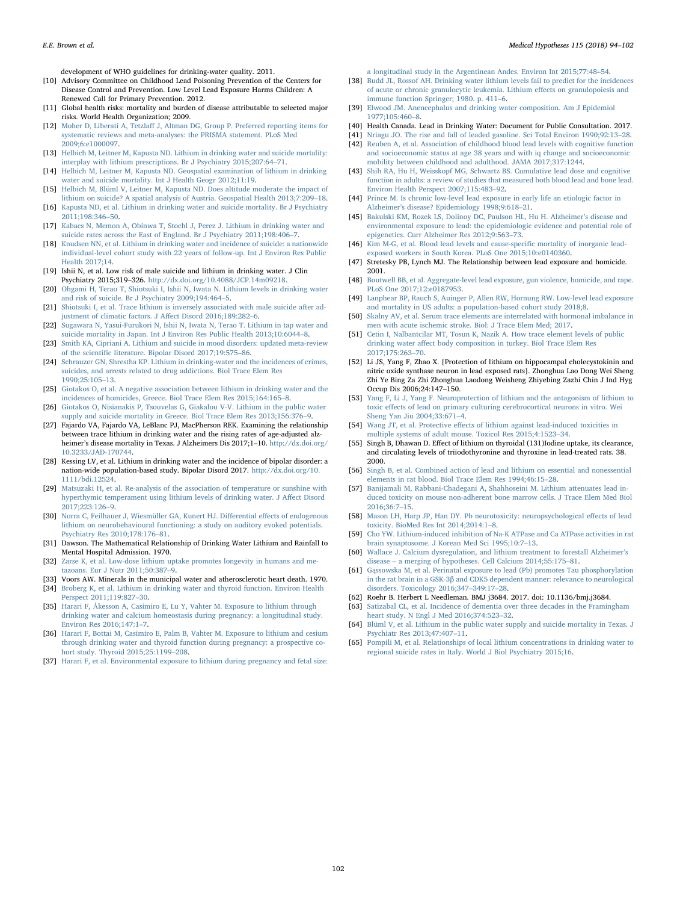development of WHO guidelines for drinking-water quality. 2011.

[10] Advisory Committee on Childhood Lead Poisoning Prevention of the Centers for Disease Control and Prevention. Low Level Lead Exposure Harms Children: A Renewed Call for Primary Prevention. 2012.

[11] Global health risks: mortality and burden of disease attributable to selected major risks. World Health Organization; 2009.

[12] Moher D, Liberati A, Tetzlaff J, Altman DG, Group P. Preferred reporting items for systematic reviews and meta-analyses: the PRISMA statement. PLoS Med 2009;6:e1000097.

[13] Helbich M, Leitner M, Kapusta ND. Lithium in drinking water and suicide mortality: interplay with lithium prescriptions. Br J Psychiatry 2015;207:64–71.

[14] Helbich M, Leitner M, Kapusta ND. Geospatial examination of lithium in drinking water and suicide mortality. Int J Health Geogr 2012;11:19.

[15] Helbich M, Blüml V, Leitner M, Kapusta ND. Does altitude moderate the impact of lithium on suicide? A spatial analysis of Austria. Geospatial Health 2013;7:209–18.

[16] Kapusta ND, et al. Lithium in drinking water and suicide mortality. Br J Psychiatry 2011;198:346–50.

[17] Kabacs N, Memon A, Obinwa T, Stochl J, Perez J. Lithium in drinking water and suicide rates across the East of England. Br J Psychiatry 2011;198:406–7.

[18] Knudsen NN, et al. Lithium in drinking water and incidence of suicide: a nationwide individual-level cohort study with 22 years of follow-up. Int J Environ Res Public Health 2017;14.

[19] Ishii N, et al. Low risk of male suicide and lithium in drinking water. J Clin Psychiatry 2015;319–326. http://dx.doi.org/10.4088/JCP.14m09218.

[20] Ohgami H, Terao T, Shiotsuki I, Ishii N, Iwata N. Lithium levels in drinking water and risk of suicide. Br J Psychiatry 2009;194:464–5.

[21] Shiotsuki I, et al. Trace lithium is inversely associated with male suicide after adjustment of climatic factors. J Affect Disord 2016;189:282–6.

[22] Sugawara N, Yasui-Furukori N, Ishii N, Iwata N, Terao T. Lithium in tap water and suicide mortality in Japan. Int J Environ Res Public Health 2013;10:6044–8.

[23] Smith KA, Cipriani A. Lithium and suicide in mood disorders: updated meta-review of the scientific literature. Bipolar Disord 2017;19:575–86.

[24] Schrauzer GN, Shrestha KP. Lithium in drinking-water and the incidences of crimes, suicides, and arrests related to drug addictions. Biol Trace Elem Res 1990;25:105–13.

[25] Giotakos O, et al. A negative association between lithium in drinking water and the incidences of homicides, Greece. Biol Trace Elem Res 2015;164:165–8.

[26] Giotakos O, Nisianakis P, Tsouvelas G, Giakalou V-V. Lithium in the public water supply and suicide mortality in Greece. Biol Trace Elem Res 2013;156:376–9.

[27] Fajardo VA, Fajardo VA, LeBlanc PJ, MacPherson REK. Examining the relationship between trace lithium in drinking water and the rising rates of age-adjusted alzheimer's disease mortality in Texas. J Alzheimers Dis 2017;1–10. http://dx.doi.org/10.3233/JAD-170744.

[28] Kessing LV, et al. Lithium in drinking water and the incidence of bipolar disorder: a nation-wide population-based study. Bipolar Disord 2017. http://dx.doi.org/10.1111/bdi.12524.

[29] Matsuzaki H, et al. Re-analysis of the association of temperature or sunshine with hyperthymic temperament using lithium levels of drinking water. J Affect Disord 2017;223:126–9.

[30] Norra C, Feilhauer J, Wiesmüller GA, Kunert HJ. Differential effects of endogenous lithium on neurobehavioural functioning: a study on auditory evoked potentials. Psychiatry Res 2010;178:176–81.

[31] Dawson. The Mathematical Relationship of Drinking Water Lithium and Rainfall to Mental Hospital Admission. 1970.

[32] Zarse K, et al. Low-dose lithium uptake promotes longevity in humans and metazoans. Eur J Nutr 2011;50:387–9.

[33] Voors AW. Minerals in the municipal water and atherosclerotic heart death. 1970.

[34] Broberg K, et al. Lithium in drinking water and thyroid function. Environ Health Perspect 2011;119:827–30.

[35] Harari F, Åkesson A, Casimiro E, Lu Y, Vahter M. Exposure to lithium through drinking water and calcium homeostasis during pregnancy: a longitudinal study. Environ Res 2016;147:1–7.

[36] Harari F, Bottai M, Casimiro E, Palm B, Vahter M. Exposure to lithium and cesium through drinking water and thyroid function during pregnancy: a prospective cohort study. Thyroid 2015;25:1199–208.

[37] Harari F, et al. Environmental exposure to lithium during pregnancy and fetal size: a longitudinal study in the Argentinean Andes. Environ Int 2015;77:48–54.

[38] Budd JL, Rossof AH. Drinking water lithium levels fail to predict for the incidences of acute or chronic granulocytic leukemia. Lithium effects on granulopoiesis and immune function Springer; 1980. p. 411–6.

[39] Elwood JM. Anencephalus and drinking water composition. Am J Epidemiol 1977;105:460–8.

[40] Health Canada. Lead in Drinking Water: Document for Public Consultation. 2017.

[41] Nriagu JO. The rise and fall of leaded gasoline. Sci Total Environ 1990;92:13–28.

[42] Reuben A, et al. Association of childhood blood lead levels with cognitive function and socioeconomic status at age 38 years and with iq change and socioeconomic mobility between childhood and adulthood. JAMA 2017;317:1244.

[43] Shih RA, Hu H, Weisskopf MG, Schwartz BS. Cumulative lead dose and cognitive function in adults: a review of studies that measured both blood lead and bone lead. Environ Health Perspect 2007;115:483–92.

[44] Prince M. Is chronic low-level lead exposure in early life an etiologic factor in Alzheimer's disease? Epidemiology 1998;9:618–21.

[45] Bakulski KM, Rozek LS, Dolinoy DC, Paulson HL, Hu H. Alzheimer's disease and environmental exposure to lead: the epidemiologic evidence and potential role of epigenetics. Curr Alzheimer Res 2012;9:563–73.

[46] Kim M-G, et al. Blood lead levels and cause-specific mortality of inorganic lead-exposed workers in South Korea. PLoS One 2015;10:e0140360.

[47] Stretesky PB, Lynch MJ. The Relationship between lead exposure and homicide. 2001.

[48] Boutwell BB, et al. Aggregate-level lead exposure, gun violence, homicide, and rape. PLoS One 2017;12:e0187953.

[49] Lanphear BP, Rauch S, Auinger P, Allen RW, Hornung RW. Low-level lead exposure and mortality in US adults: a population-based cohort study 2018;8.

[50] Skalny AV, et al. Serum trace elements are interrelated with hormonal imbalance in men with acute ischemic stroke. Biol: J Trace Elem Med; 2017.

[51] Cetin I, Nalbantcilar MT, Tosun K, Nazik A. How trace element levels of public drinking water affect body composition in turkey. Biol Trace Elem Res 2017;175:263–70.

[52] Li JS, Yang F, Zhao X. [Protection of lithium on hippocampal cholecystokinin and nitric oxide synthase neuron in lead exposed rats]. Zhonghua Lao Dong Wei Sheng Zhi Ye Bing Za Zhi Zhonghua Laodong Weisheng Zhiyebing Zazhi Chin J Ind Hyg Occup Dis 2006;24:147–150.

[53] Yang F, Li J, Yang F. Neuroprotection of lithium and the antagonism of lithium to toxic effects of lead on primary culturing cerebrocortical neurons in vitro. Wei Sheng Yan Jiu 2004;33:671–4.

[54] Wang JT, et al. Protective effects of lithium against lead-induced toxicities in multiple systems of adult mouse. Toxicol Res 2015;4:1523–34.

[55] Singh B, Dhawan D. Effect of lithium on thyroidal (131)Iodine uptake, its clearance, and circulating levels of triiodothyronine and thyroxine in lead-treated rats. 38. 2000.

[56] Singh B, et al. Combined action of lead and lithium on essential and nonessential elements in rat blood. Biol Trace Elem Res 1994;46:15–28.

[57] Banijamali M, Rabbani-Chadegani A, Shahhoseini M. Lithium attenuates lead induced toxicity on mouse non-adherent bone marrow cells. J Trace Elem Med Biol 2016;36:7–15.

[58] Mason LH, Harp JP, Han DY. Pb neurotoxicity: neuropsychological effects of lead toxicity. BioMed Res Int 2014;2014:1–8.

[59] Cho YW. Lithium-induced inhibition of Na-K ATPase and Ca ATPase activities in rat brain synaptosome. J Korean Med Sci 1995;10:7–13.

[60] Wallace J. Calcium dysregulation, and lithium treatment to forestall Alzheimer's disease – a merging of hypotheses. Cell Calcium 2014;55:175–81.

[61] Gąssowska M, et al. Perinatal exposure to lead (Pb) promotes Tau phosphorylation in the rat brain in a GSK-3β and CDK5 dependent manner: relevance to neurological disorders. Toxicology 2016;347–349:17–28.

[62] Roehr B. Herbert L Needleman. BMJ j3684. 2017. doi: 10.1136/bmj.j3684.

[63] Satizabal CL, et al. Incidence of dementia over three decades in the Framingham heart study. N Engl J Med 2016;374:523–32.

[64] Blüml V, et al. Lithium in the public water supply and suicide mortality in Texas. J Psychiatr Res 2013;47:407–11.

[65] Pompili M, et al. Relationships of local lithium concentrations in drinking water to regional suicide rates in Italy. World J Biol Psychiatry 2015;16.